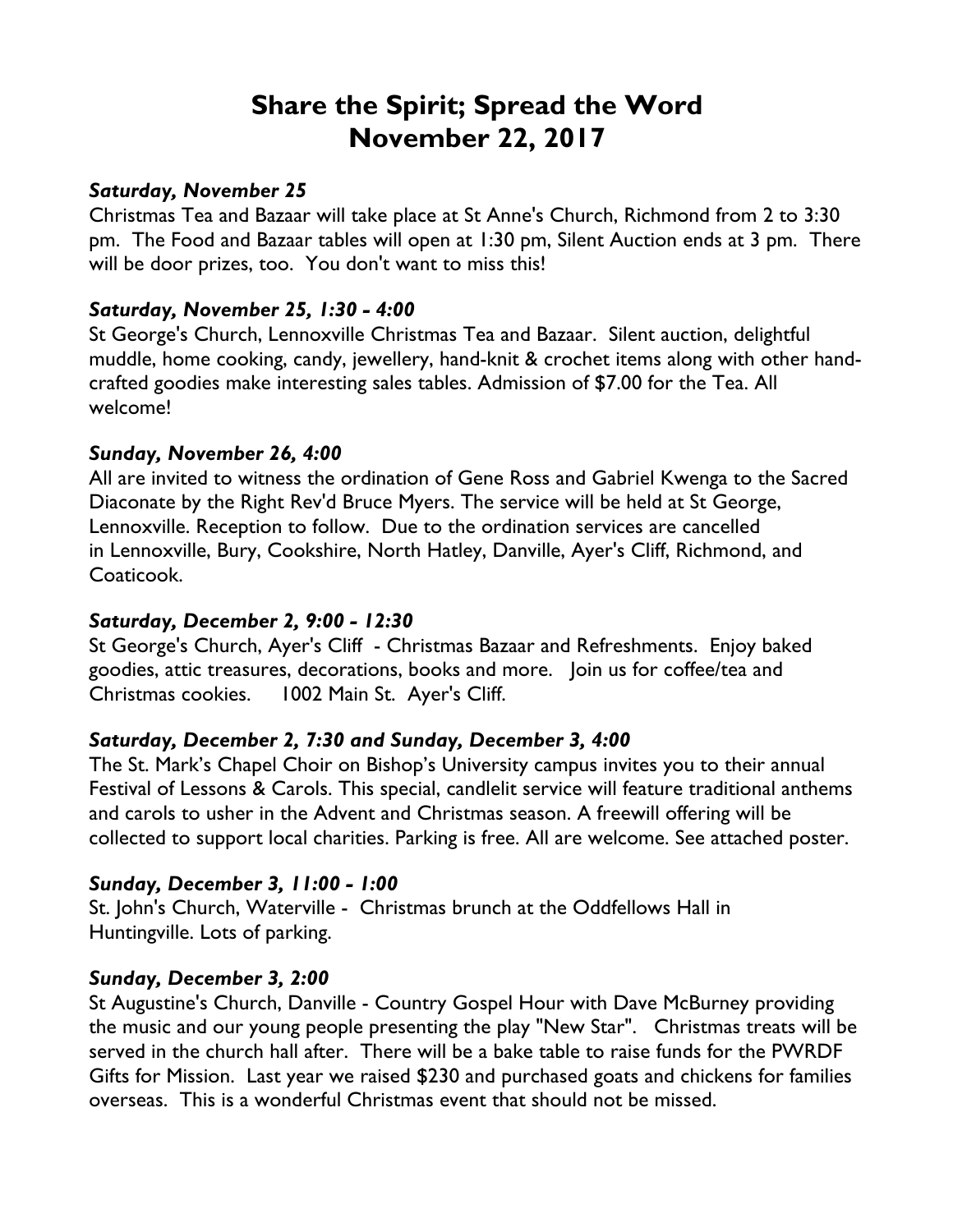# Share the Spirit; Spread the Word
# November 22, 2017

***Saturday, November 25***

Christmas Tea and Bazaar will take place at St Anne's Church, Richmond from 2 to 3:30 pm. The Food and Bazaar tables will open at 1:30 pm, Silent Auction ends at 3 pm. There will be door prizes, too. You don't want to miss this!

***Saturday, November 25, 1:30 - 4:00***

St George's Church, Lennoxville Christmas Tea and Bazaar. Silent auction, delightful muddle, home cooking, candy, jewellery, hand-knit & crochet items along with other hand-crafted goodies make interesting sales tables. Admission of $7.00 for the Tea. All welcome!

***Sunday, November 26, 4:00***

All are invited to witness the ordination of Gene Ross and Gabriel Kwenga to the Sacred Diaconate by the Right Rev'd Bruce Myers. The service will be held at St George, Lennoxville. Reception to follow. Due to the ordination services are cancelled in Lennoxville, Bury, Cookshire, North Hatley, Danville, Ayer's Cliff, Richmond, and Coaticook.

***Saturday, December 2, 9:00 - 12:30***

St George's Church, Ayer's Cliff - Christmas Bazaar and Refreshments. Enjoy baked goodies, attic treasures, decorations, books and more. Join us for coffee/tea and Christmas cookies. 1002 Main St. Ayer's Cliff.

***Saturday, December 2, 7:30 and Sunday, December 3, 4:00***

The St. Mark's Chapel Choir on Bishop's University campus invites you to their annual Festival of Lessons & Carols. This special, candlelit service will feature traditional anthems and carols to usher in the Advent and Christmas season. A freewill offering will be collected to support local charities. Parking is free. All are welcome. See attached poster.

***Sunday, December 3, 11:00 - 1:00***

St. John's Church, Waterville - Christmas brunch at the Oddfellows Hall in Huntingville. Lots of parking.

***Sunday, December 3, 2:00***

St Augustine's Church, Danville - Country Gospel Hour with Dave McBurney providing the music and our young people presenting the play "New Star". Christmas treats will be served in the church hall after. There will be a bake table to raise funds for the PWRDF Gifts for Mission. Last year we raised $230 and purchased goats and chickens for families overseas. This is a wonderful Christmas event that should not be missed.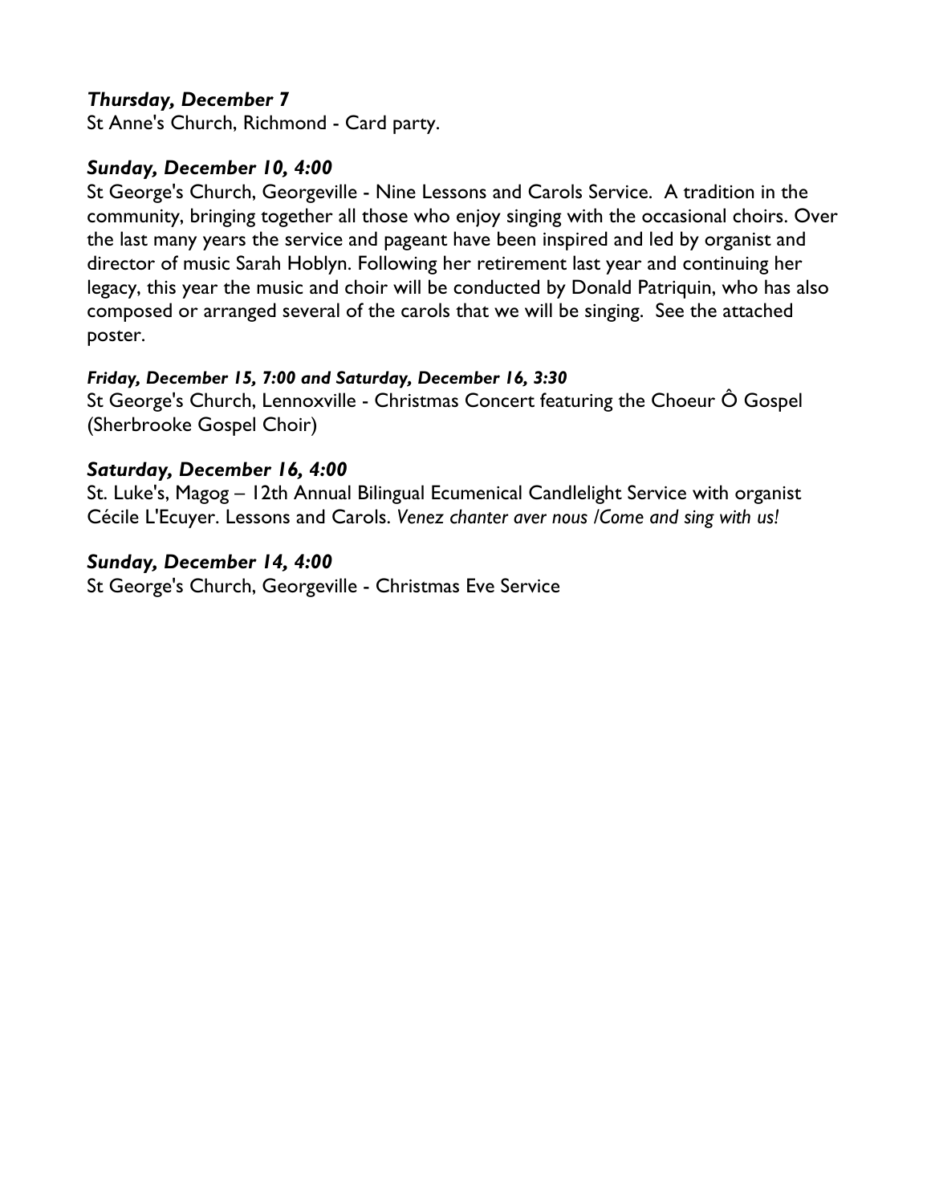***Thursday, December 7***
St Anne's Church, Richmond - Card party.

***Sunday, December 10, 4:00***
St George's Church, Georgeville - Nine Lessons and Carols Service. A tradition in the community, bringing together all those who enjoy singing with the occasional choirs. Over the last many years the service and pageant have been inspired and led by organist and director of music Sarah Hoblyn. Following her retirement last year and continuing her legacy, this year the music and choir will be conducted by Donald Patriquin, who has also composed or arranged several of the carols that we will be singing. See the attached poster.

***Friday, December 15, 7:00 and Saturday, December 16, 3:30***
St George's Church, Lennoxville - Christmas Concert featuring the Choeur Ô Gospel (Sherbrooke Gospel Choir)

***Saturday, December 16, 4:00***
St. Luke's, Magog – 12th Annual Bilingual Ecumenical Candlelight Service with organist Cécile L'Ecuyer. Lessons and Carols. *Venez chanter aver nous /Come and sing with us!*

***Sunday, December 14, 4:00***
St George's Church, Georgeville - Christmas Eve Service